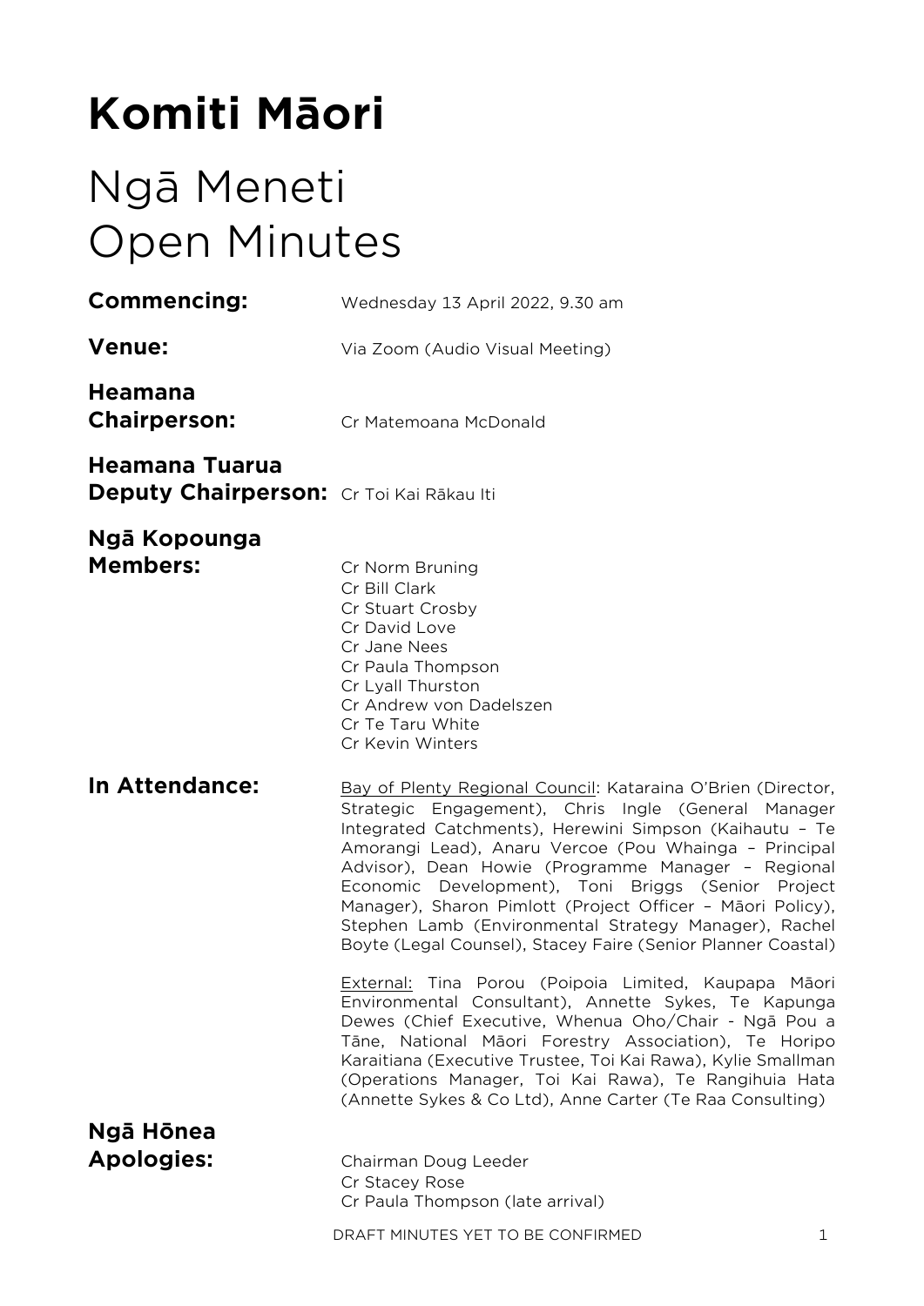# Komiti Māori

## Ngā Meneti
## Open Minutes

**Commencing:** Wednesday 13 April 2022, 9.30 am

**Venue:** Via Zoom (Audio Visual Meeting)

**Heamana Chairperson:** Cr Matemoana McDonald

**Heamana Tuarua Deputy Chairperson:** Cr Toi Kai Rākau Iti

**Ngā Kopounga Members:**
Cr Norm Bruning
Cr Bill Clark
Cr Stuart Crosby
Cr David Love
Cr Jane Nees
Cr Paula Thompson
Cr Lyall Thurston
Cr Andrew von Dadelszen
Cr Te Taru White
Cr Kevin Winters

**In Attendance:**
Bay of Plenty Regional Council: Kataraina O'Brien (Director, Strategic Engagement), Chris Ingle (General Manager Integrated Catchments), Herewini Simpson (Kaihautu – Te Amorangi Lead), Anaru Vercoe (Pou Whainga – Principal Advisor), Dean Howie (Programme Manager – Regional Economic Development), Toni Briggs (Senior Project Manager), Sharon Pimlott (Project Officer – Māori Policy), Stephen Lamb (Environmental Strategy Manager), Rachel Boyte (Legal Counsel), Stacey Faire (Senior Planner Coastal)

External: Tina Porou (Poipoia Limited, Kaupapa Māori Environmental Consultant), Annette Sykes, Te Kapunga Dewes (Chief Executive, Whenua Oho/Chair - Ngā Pou a Tāne, National Māori Forestry Association), Te Horipo Karaitiana (Executive Trustee, Toi Kai Rawa), Kylie Smallman (Operations Manager, Toi Kai Rawa), Te Rangihuia Hata (Annette Sykes & Co Ltd), Anne Carter (Te Raa Consulting)

**Ngā Hōnea Apologies:**
Chairman Doug Leeder
Cr Stacey Rose
Cr Paula Thompson (late arrival)

DRAFT MINUTES YET TO BE CONFIRMED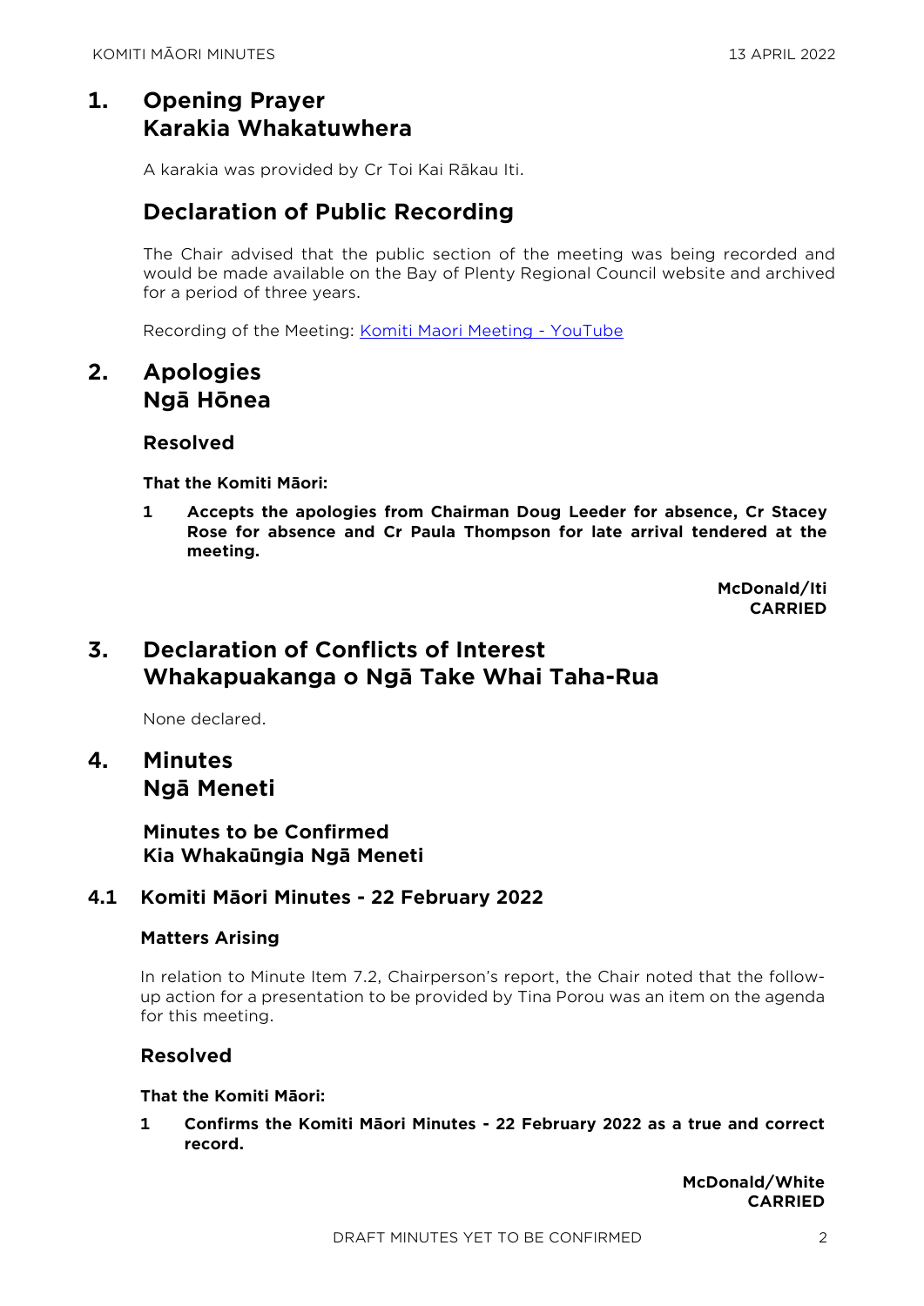# 1. Opening Prayer
# Karakia Whakatuwhera

A karakia was provided by Cr Toi Kai Rākau Iti.

## Declaration of Public Recording

The Chair advised that the public section of the meeting was being recorded and would be made available on the Bay of Plenty Regional Council website and archived for a period of three years.

Recording of the Meeting: [Komiti Maori Meeting - YouTube]

# 2. Apologies
# Ngā Hōnea

### Resolved

**That the Komiti Māori:**

**1 Accepts the apologies from Chairman Doug Leeder for absence, Cr Stacey Rose for absence and Cr Paula Thompson for late arrival tendered at the meeting.**

**McDonald/Iti**
**CARRIED**

# 3. Declaration of Conflicts of Interest
# Whakapuakanga o Ngā Take Whai Taha-Rua

None declared.

# 4. Minutes
# Ngā Meneti

## Minutes to be Confirmed
## Kia Whakaūngia Ngā Meneti

### 4.1 Komiti Māori Minutes - 22 February 2022

#### Matters Arising

In relation to Minute Item 7.2, Chairperson's report, the Chair noted that the follow-up action for a presentation to be provided by Tina Porou was an item on the agenda for this meeting.

#### Resolved

**That the Komiti Māori:**

**1 Confirms the Komiti Māori Minutes - 22 February 2022 as a true and correct record.**

**McDonald/White**
**CARRIED**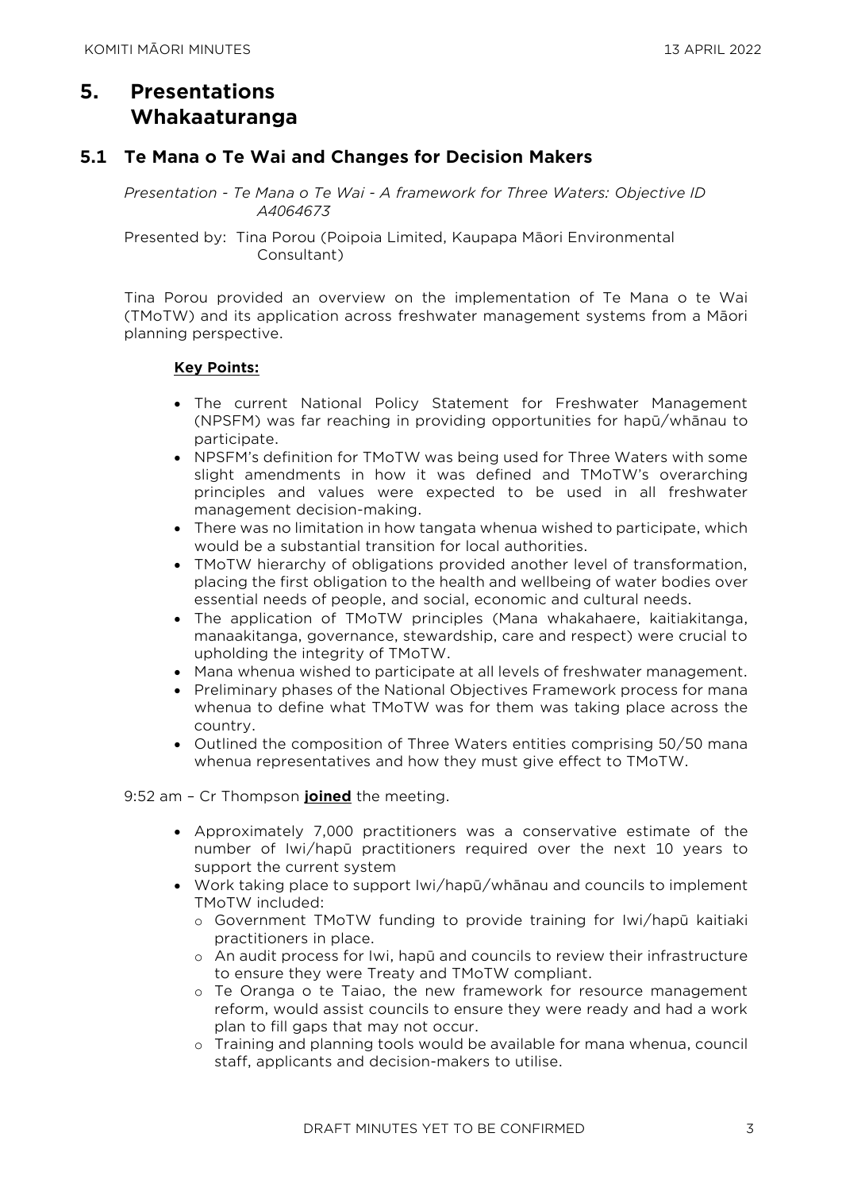# 5. Presentations Whakaaturanga

## 5.1 Te Mana o Te Wai and Changes for Decision Makers

*Presentation - Te Mana o Te Wai - A framework for Three Waters: Objective ID A4064673*

Presented by: Tina Porou (Poipoia Limited, Kaupapa Māori Environmental Consultant)

Tina Porou provided an overview on the implementation of Te Mana o te Wai (TMoTW) and its application across freshwater management systems from a Māori planning perspective.

**Key Points:**

- The current National Policy Statement for Freshwater Management (NPSFM) was far reaching in providing opportunities for hapū/whānau to participate.
- NPSFM's definition for TMoTW was being used for Three Waters with some slight amendments in how it was defined and TMoTW's overarching principles and values were expected to be used in all freshwater management decision-making.
- There was no limitation in how tangata whenua wished to participate, which would be a substantial transition for local authorities.
- TMoTW hierarchy of obligations provided another level of transformation, placing the first obligation to the health and wellbeing of water bodies over essential needs of people, and social, economic and cultural needs.
- The application of TMoTW principles (Mana whakahaere, kaitiakitanga, manaakitanga, governance, stewardship, care and respect) were crucial to upholding the integrity of TMoTW.
- Mana whenua wished to participate at all levels of freshwater management.
- Preliminary phases of the National Objectives Framework process for mana whenua to define what TMoTW was for them was taking place across the country.
- Outlined the composition of Three Waters entities comprising 50/50 mana whenua representatives and how they must give effect to TMoTW.

9:52 am – Cr Thompson **joined** the meeting.

- Approximately 7,000 practitioners was a conservative estimate of the number of Iwi/hapū practitioners required over the next 10 years to support the current system
- Work taking place to support Iwi/hapū/whānau and councils to implement TMoTW included:
  - Government TMoTW funding to provide training for Iwi/hapū kaitiaki practitioners in place.
  - An audit process for Iwi, hapū and councils to review their infrastructure to ensure they were Treaty and TMoTW compliant.
  - Te Oranga o te Taiao, the new framework for resource management reform, would assist councils to ensure they were ready and had a work plan to fill gaps that may not occur.
  - Training and planning tools would be available for mana whenua, council staff, applicants and decision-makers to utilise.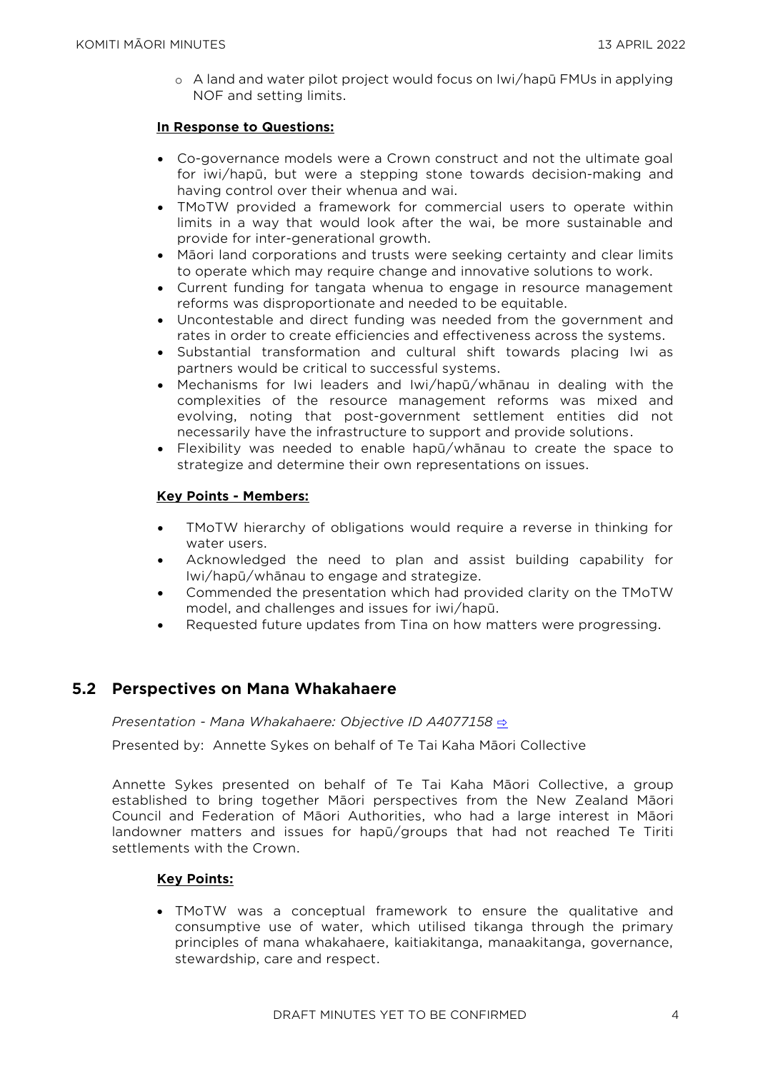- A land and water pilot project would focus on Iwi/hapū FMUs in applying NOF and setting limits.

**In Response to Questions:**

- Co-governance models were a Crown construct and not the ultimate goal for iwi/hapū, but were a stepping stone towards decision-making and having control over their whenua and wai.
- TMoTW provided a framework for commercial users to operate within limits in a way that would look after the wai, be more sustainable and provide for inter-generational growth.
- Māori land corporations and trusts were seeking certainty and clear limits to operate which may require change and innovative solutions to work.
- Current funding for tangata whenua to engage in resource management reforms was disproportionate and needed to be equitable.
- Uncontestable and direct funding was needed from the government and rates in order to create efficiencies and effectiveness across the systems.
- Substantial transformation and cultural shift towards placing Iwi as partners would be critical to successful systems.
- Mechanisms for Iwi leaders and Iwi/hapū/whānau in dealing with the complexities of the resource management reforms was mixed and evolving, noting that post-government settlement entities did not necessarily have the infrastructure to support and provide solutions.
- Flexibility was needed to enable hapū/whānau to create the space to strategize and determine their own representations on issues.

**Key Points - Members:**

- TMoTW hierarchy of obligations would require a reverse in thinking for water users.
- Acknowledged the need to plan and assist building capability for Iwi/hapū/whānau to engage and strategize.
- Commended the presentation which had provided clarity on the TMoTW model, and challenges and issues for iwi/hapū.
- Requested future updates from Tina on how matters were progressing.

## 5.2 Perspectives on Mana Whakahaere

*Presentation - Mana Whakahaere: Objective ID A4077158* ⇨

Presented by: Annette Sykes on behalf of Te Tai Kaha Māori Collective

Annette Sykes presented on behalf of Te Tai Kaha Māori Collective, a group established to bring together Māori perspectives from the New Zealand Māori Council and Federation of Māori Authorities, who had a large interest in Māori landowner matters and issues for hapū/groups that had not reached Te Tiriti settlements with the Crown.

**Key Points:**

- TMoTW was a conceptual framework to ensure the qualitative and consumptive use of water, which utilised tikanga through the primary principles of mana whakahaere, kaitiakitanga, manaakitanga, governance, stewardship, care and respect.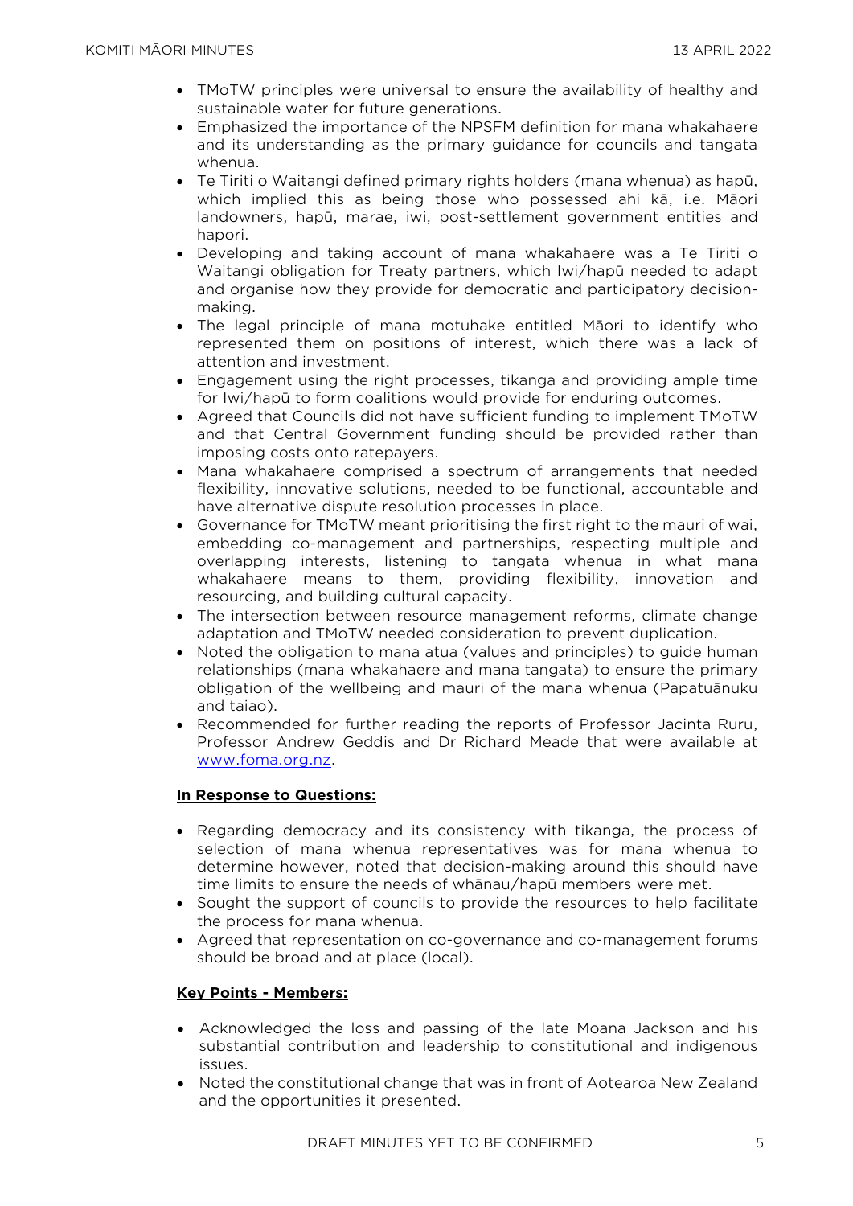- TMoTW principles were universal to ensure the availability of healthy and sustainable water for future generations.
- Emphasized the importance of the NPSFM definition for mana whakahaere and its understanding as the primary guidance for councils and tangata whenua.
- Te Tiriti o Waitangi defined primary rights holders (mana whenua) as hapū, which implied this as being those who possessed ahi kā, i.e. Māori landowners, hapū, marae, iwi, post-settlement government entities and hapori.
- Developing and taking account of mana whakahaere was a Te Tiriti o Waitangi obligation for Treaty partners, which Iwi/hapū needed to adapt and organise how they provide for democratic and participatory decision-making.
- The legal principle of mana motuhake entitled Māori to identify who represented them on positions of interest, which there was a lack of attention and investment.
- Engagement using the right processes, tikanga and providing ample time for Iwi/hapū to form coalitions would provide for enduring outcomes.
- Agreed that Councils did not have sufficient funding to implement TMoTW and that Central Government funding should be provided rather than imposing costs onto ratepayers.
- Mana whakahaere comprised a spectrum of arrangements that needed flexibility, innovative solutions, needed to be functional, accountable and have alternative dispute resolution processes in place.
- Governance for TMoTW meant prioritising the first right to the mauri of wai, embedding co-management and partnerships, respecting multiple and overlapping interests, listening to tangata whenua in what mana whakahaere means to them, providing flexibility, innovation and resourcing, and building cultural capacity.
- The intersection between resource management reforms, climate change adaptation and TMoTW needed consideration to prevent duplication.
- Noted the obligation to mana atua (values and principles) to guide human relationships (mana whakahaere and mana tangata) to ensure the primary obligation of the wellbeing and mauri of the mana whenua (Papatuānuku and taiao).
- Recommended for further reading the reports of Professor Jacinta Ruru, Professor Andrew Geddis and Dr Richard Meade that were available at [www.foma.org.nz](http://www.foma.org.nz).

**In Response to Questions:**

- Regarding democracy and its consistency with tikanga, the process of selection of mana whenua representatives was for mana whenua to determine however, noted that decision-making around this should have time limits to ensure the needs of whānau/hapū members were met.
- Sought the support of councils to provide the resources to help facilitate the process for mana whenua.
- Agreed that representation on co-governance and co-management forums should be broad and at place (local).

**Key Points - Members:**

- Acknowledged the loss and passing of the late Moana Jackson and his substantial contribution and leadership to constitutional and indigenous issues.
- Noted the constitutional change that was in front of Aotearoa New Zealand and the opportunities it presented.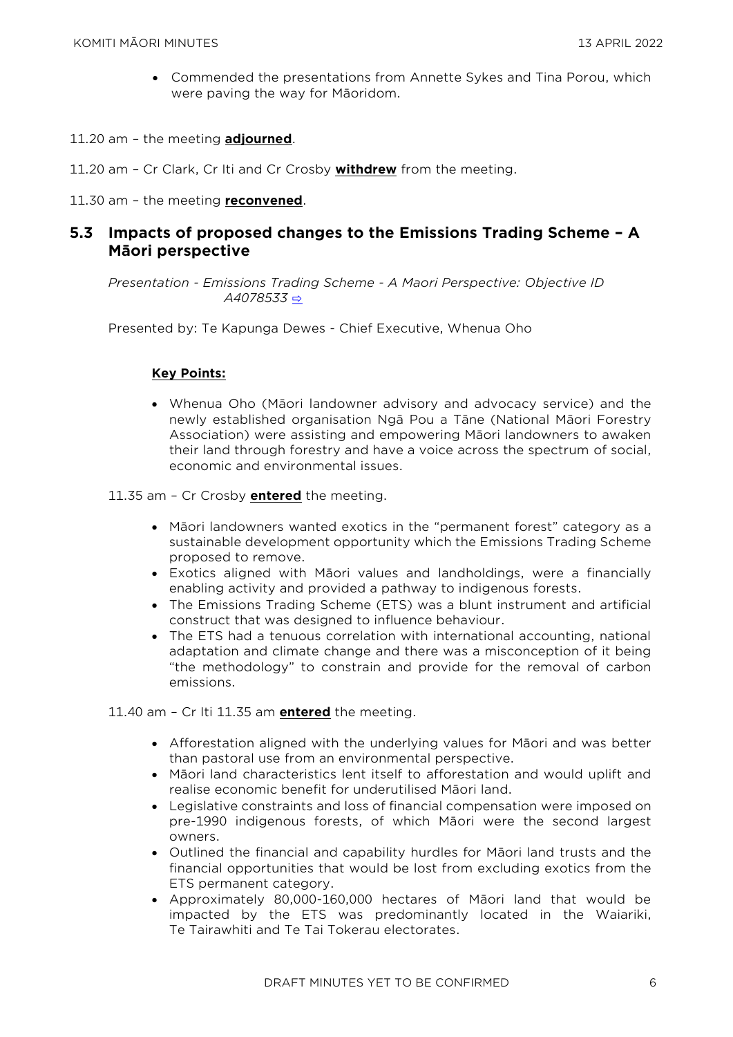- Commended the presentations from Annette Sykes and Tina Porou, which were paving the way for Māoridom.

11.20 am – the meeting **adjourned**.

11.20 am – Cr Clark, Cr Iti and Cr Crosby **withdrew** from the meeting.

11.30 am – the meeting **reconvened**.

## 5.3 Impacts of proposed changes to the Emissions Trading Scheme – A Māori perspective

*Presentation - Emissions Trading Scheme - A Maori Perspective: Objective ID A4078533* ⇨

Presented by: Te Kapunga Dewes - Chief Executive, Whenua Oho

**Key Points:**

- Whenua Oho (Māori landowner advisory and advocacy service) and the newly established organisation Ngā Pou a Tāne (National Māori Forestry Association) were assisting and empowering Māori landowners to awaken their land through forestry and have a voice across the spectrum of social, economic and environmental issues.

11.35 am – Cr Crosby **entered** the meeting.

- Māori landowners wanted exotics in the "permanent forest" category as a sustainable development opportunity which the Emissions Trading Scheme proposed to remove.
- Exotics aligned with Māori values and landholdings, were a financially enabling activity and provided a pathway to indigenous forests.
- The Emissions Trading Scheme (ETS) was a blunt instrument and artificial construct that was designed to influence behaviour.
- The ETS had a tenuous correlation with international accounting, national adaptation and climate change and there was a misconception of it being "the methodology" to constrain and provide for the removal of carbon emissions.

11.40 am – Cr Iti 11.35 am **entered** the meeting.

- Afforestation aligned with the underlying values for Māori and was better than pastoral use from an environmental perspective.
- Māori land characteristics lent itself to afforestation and would uplift and realise economic benefit for underutilised Māori land.
- Legislative constraints and loss of financial compensation were imposed on pre-1990 indigenous forests, of which Māori were the second largest owners.
- Outlined the financial and capability hurdles for Māori land trusts and the financial opportunities that would be lost from excluding exotics from the ETS permanent category.
- Approximately 80,000-160,000 hectares of Māori land that would be impacted by the ETS was predominantly located in the Waiariki, Te Tairawhiti and Te Tai Tokerau electorates.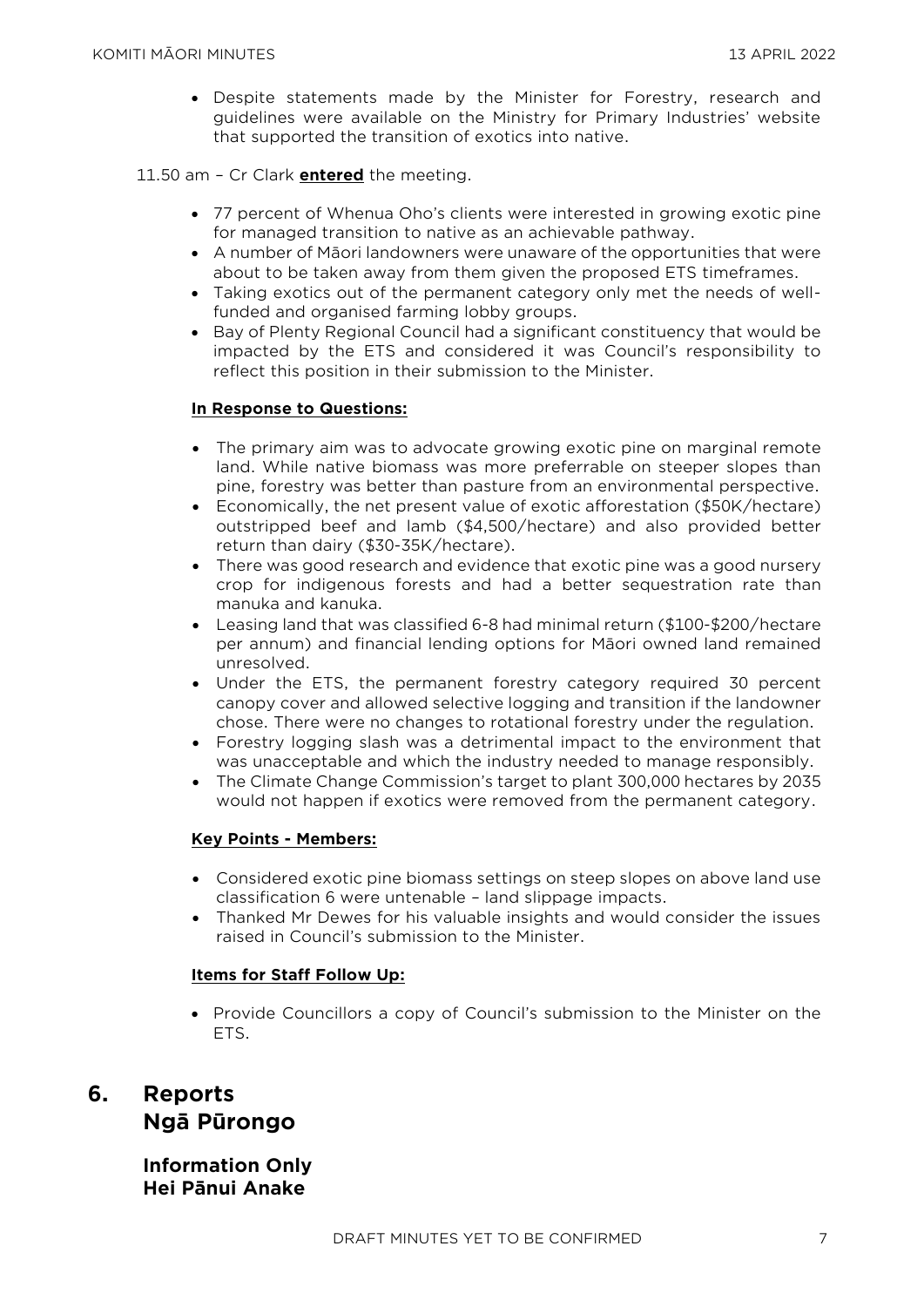- Despite statements made by the Minister for Forestry, research and guidelines were available on the Ministry for Primary Industries' website that supported the transition of exotics into native.

11.50 am – Cr Clark **entered** the meeting.

- 77 percent of Whenua Oho's clients were interested in growing exotic pine for managed transition to native as an achievable pathway.
- A number of Māori landowners were unaware of the opportunities that were about to be taken away from them given the proposed ETS timeframes.
- Taking exotics out of the permanent category only met the needs of well-funded and organised farming lobby groups.
- Bay of Plenty Regional Council had a significant constituency that would be impacted by the ETS and considered it was Council's responsibility to reflect this position in their submission to the Minister.

**In Response to Questions:**

- The primary aim was to advocate growing exotic pine on marginal remote land. While native biomass was more preferrable on steeper slopes than pine, forestry was better than pasture from an environmental perspective.
- Economically, the net present value of exotic afforestation ($50K/hectare) outstripped beef and lamb ($4,500/hectare) and also provided better return than dairy ($30-35K/hectare).
- There was good research and evidence that exotic pine was a good nursery crop for indigenous forests and had a better sequestration rate than manuka and kanuka.
- Leasing land that was classified 6-8 had minimal return ($100-$200/hectare per annum) and financial lending options for Māori owned land remained unresolved.
- Under the ETS, the permanent forestry category required 30 percent canopy cover and allowed selective logging and transition if the landowner chose. There were no changes to rotational forestry under the regulation.
- Forestry logging slash was a detrimental impact to the environment that was unacceptable and which the industry needed to manage responsibly.
- The Climate Change Commission's target to plant 300,000 hectares by 2035 would not happen if exotics were removed from the permanent category.

**Key Points - Members:**

- Considered exotic pine biomass settings on steep slopes on above land use classification 6 were untenable – land slippage impacts.
- Thanked Mr Dewes for his valuable insights and would consider the issues raised in Council's submission to the Minister.

**Items for Staff Follow Up:**

- Provide Councillors a copy of Council's submission to the Minister on the ETS.

## 6. Reports
## Ngā Pūrongo

### Information Only
### Hei Pānui Anake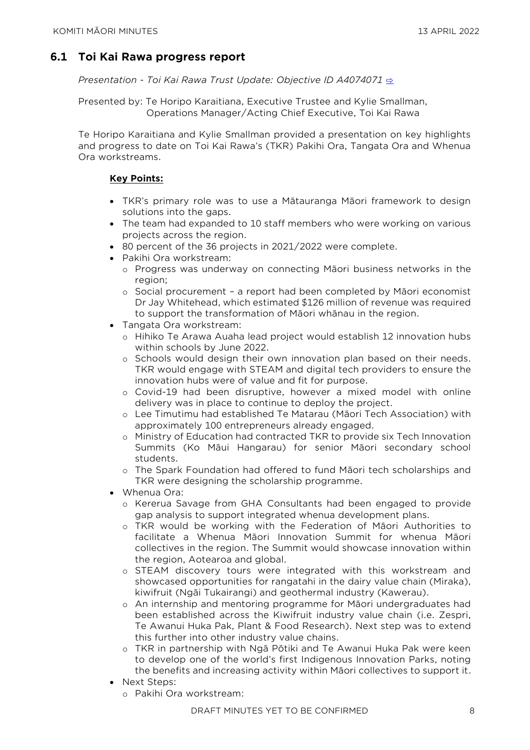## 6.1 Toi Kai Rawa progress report

*Presentation - Toi Kai Rawa Trust Update: Objective ID A4074071* ⇨

Presented by: Te Horipo Karaitiana, Executive Trustee and Kylie Smallman, Operations Manager/Acting Chief Executive, Toi Kai Rawa

Te Horipo Karaitiana and Kylie Smallman provided a presentation on key highlights and progress to date on Toi Kai Rawa's (TKR) Pakihi Ora, Tangata Ora and Whenua Ora workstreams.

**Key Points:**

- TKR's primary role was to use a Mātauranga Māori framework to design solutions into the gaps.
- The team had expanded to 10 staff members who were working on various projects across the region.
- 80 percent of the 36 projects in 2021/2022 were complete.
- Pakihi Ora workstream:
  - Progress was underway on connecting Māori business networks in the region;
  - Social procurement – a report had been completed by Māori economist Dr Jay Whitehead, which estimated $126 million of revenue was required to support the transformation of Māori whānau in the region.
- Tangata Ora workstream:
  - Hihiko Te Arawa Auaha lead project would establish 12 innovation hubs within schools by June 2022.
  - Schools would design their own innovation plan based on their needs. TKR would engage with STEAM and digital tech providers to ensure the innovation hubs were of value and fit for purpose.
  - Covid-19 had been disruptive, however a mixed model with online delivery was in place to continue to deploy the project.
  - Lee Timutimu had established Te Matarau (Māori Tech Association) with approximately 100 entrepreneurs already engaged.
  - Ministry of Education had contracted TKR to provide six Tech Innovation Summits (Ko Māui Hangarau) for senior Māori secondary school students.
  - The Spark Foundation had offered to fund Māori tech scholarships and TKR were designing the scholarship programme.
- Whenua Ora:
  - Kererua Savage from GHA Consultants had been engaged to provide gap analysis to support integrated whenua development plans.
  - TKR would be working with the Federation of Māori Authorities to facilitate a Whenua Māori Innovation Summit for whenua Māori collectives in the region. The Summit would showcase innovation within the region, Aotearoa and global.
  - STEAM discovery tours were integrated with this workstream and showcased opportunities for rangatahi in the dairy value chain (Miraka), kiwifruit (Ngāi Tukairangi) and geothermal industry (Kawerau).
  - An internship and mentoring programme for Māori undergraduates had been established across the Kiwifruit industry value chain (i.e. Zespri, Te Awanui Huka Pak, Plant & Food Research). Next step was to extend this further into other industry value chains.
  - TKR in partnership with Ngā Pōtiki and Te Awanui Huka Pak were keen to develop one of the world's first Indigenous Innovation Parks, noting the benefits and increasing activity within Māori collectives to support it.
- Next Steps:
  - Pakihi Ora workstream: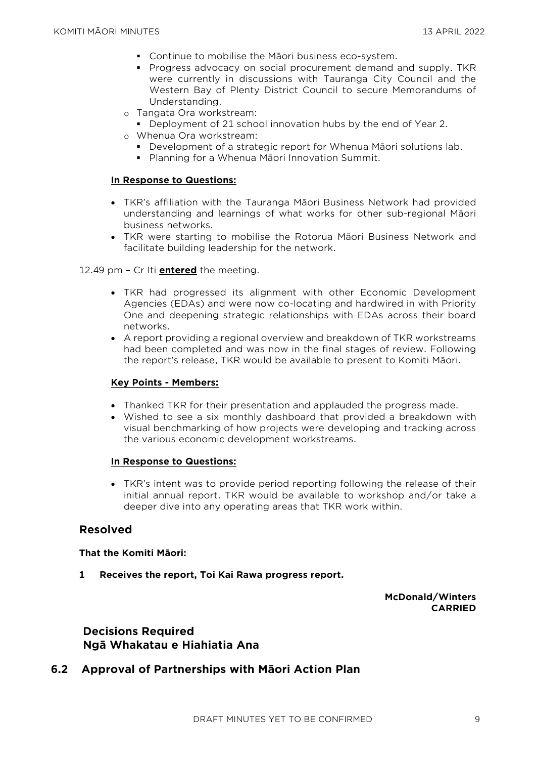- Continue to mobilise the Māori business eco-system.
        - Progress advocacy on social procurement demand and supply. TKR were currently in discussions with Tauranga City Council and the Western Bay of Plenty District Council to secure Memorandums of Understanding.
    - Tangata Ora workstream:
        - Deployment of 21 school innovation hubs by the end of Year 2.
    - Whenua Ora workstream:
        - Development of a strategic report for Whenua Māori solutions lab.
        - Planning for a Whenua Māori Innovation Summit.

**In Response to Questions:**

- TKR's affiliation with the Tauranga Māori Business Network had provided understanding and learnings of what works for other sub-regional Māori business networks.
- TKR were starting to mobilise the Rotorua Māori Business Network and facilitate building leadership for the network.

12.49 pm – Cr Iti **entered** the meeting.

- TKR had progressed its alignment with other Economic Development Agencies (EDAs) and were now co-locating and hardwired in with Priority One and deepening strategic relationships with EDAs across their board networks.
- A report providing a regional overview and breakdown of TKR workstreams had been completed and was now in the final stages of review. Following the report's release, TKR would be available to present to Komiti Māori.

**Key Points - Members:**

- Thanked TKR for their presentation and applauded the progress made.
- Wished to see a six monthly dashboard that provided a breakdown with visual benchmarking of how projects were developing and tracking across the various economic development workstreams.

**In Response to Questions:**

- TKR's intent was to provide period reporting following the release of their initial annual report. TKR would be available to workshop and/or take a deeper dive into any operating areas that TKR work within.

## Resolved

**That the Komiti Māori:**

**1 Receives the report, Toi Kai Rawa progress report.**

**McDonald/Winters**
**CARRIED**

## Decisions Required
## Ngā Whakatau e Hiahiatia Ana

## 6.2 Approval of Partnerships with Māori Action Plan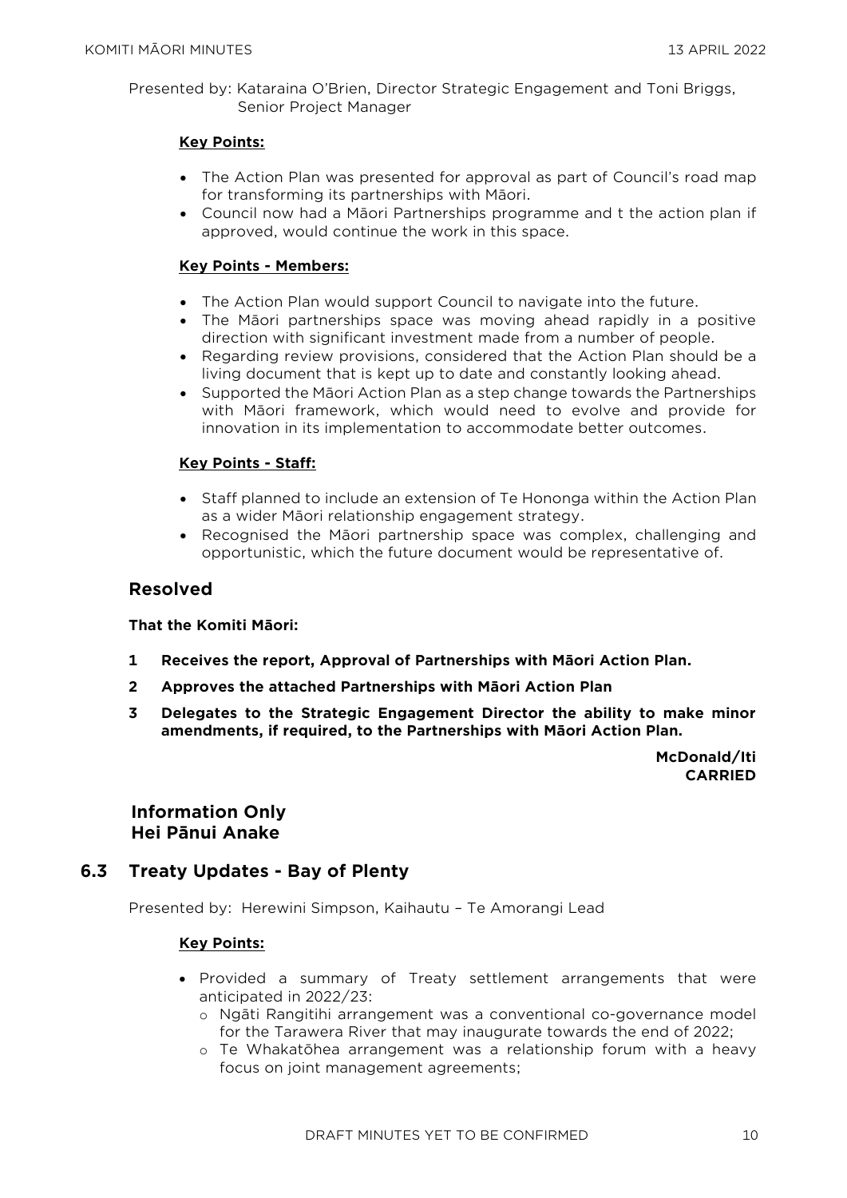Presented by: Kataraina O'Brien, Director Strategic Engagement and Toni Briggs, Senior Project Manager

**Key Points:**

- The Action Plan was presented for approval as part of Council's road map for transforming its partnerships with Māori.
- Council now had a Māori Partnerships programme and t the action plan if approved, would continue the work in this space.

**Key Points - Members:**

- The Action Plan would support Council to navigate into the future.
- The Māori partnerships space was moving ahead rapidly in a positive direction with significant investment made from a number of people.
- Regarding review provisions, considered that the Action Plan should be a living document that is kept up to date and constantly looking ahead.
- Supported the Māori Action Plan as a step change towards the Partnerships with Māori framework, which would need to evolve and provide for innovation in its implementation to accommodate better outcomes.

**Key Points - Staff:**

- Staff planned to include an extension of Te Hononga within the Action Plan as a wider Māori relationship engagement strategy.
- Recognised the Māori partnership space was complex, challenging and opportunistic, which the future document would be representative of.

## Resolved

**That the Komiti Māori:**

**1 Receives the report, Approval of Partnerships with Māori Action Plan.**

**2 Approves the attached Partnerships with Māori Action Plan**

**3 Delegates to the Strategic Engagement Director the ability to make minor amendments, if required, to the Partnerships with Māori Action Plan.**

**McDonald/Iti**
**CARRIED**

## Information Only
## Hei Pānui Anake

## 6.3 Treaty Updates - Bay of Plenty

Presented by: Herewini Simpson, Kaihautu – Te Amorangi Lead

**Key Points:**

- Provided a summary of Treaty settlement arrangements that were anticipated in 2022/23:
  - Ngāti Rangitihi arrangement was a conventional co-governance model for the Tarawera River that may inaugurate towards the end of 2022;
  - Te Whakatōhea arrangement was a relationship forum with a heavy focus on joint management agreements;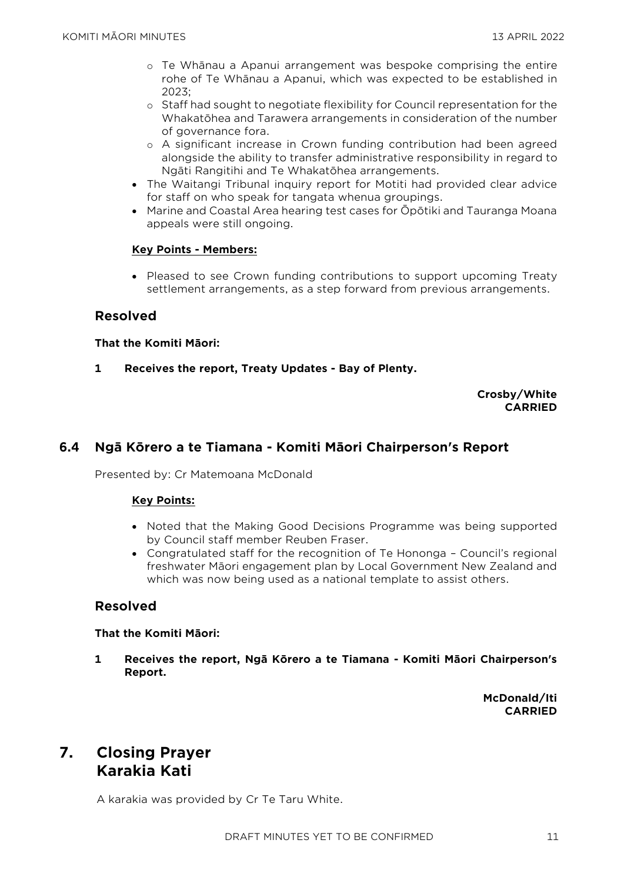- Te Whānau a Apanui arrangement was bespoke comprising the entire rohe of Te Whānau a Apanui, which was expected to be established in 2023;
   - Staff had sought to negotiate flexibility for Council representation for the Whakatōhea and Tarawera arrangements in consideration of the number of governance fora.
   - A significant increase in Crown funding contribution had been agreed alongside the ability to transfer administrative responsibility in regard to Ngāti Rangitihi and Te Whakatōhea arrangements.
- The Waitangi Tribunal inquiry report for Motiti had provided clear advice for staff on who speak for tangata whenua groupings.
- Marine and Coastal Area hearing test cases for Ōpōtiki and Tauranga Moana appeals were still ongoing.

**Key Points - Members:**

- Pleased to see Crown funding contributions to support upcoming Treaty settlement arrangements, as a step forward from previous arrangements.

### Resolved

**That the Komiti Māori:**

**1 Receives the report, Treaty Updates - Bay of Plenty.**

**Crosby/White**
**CARRIED**

## 6.4 Ngā Kōrero a te Tiamana - Komiti Māori Chairperson's Report

Presented by: Cr Matemoana McDonald

**Key Points:**

- Noted that the Making Good Decisions Programme was being supported by Council staff member Reuben Fraser.
- Congratulated staff for the recognition of Te Hononga – Council's regional freshwater Māori engagement plan by Local Government New Zealand and which was now being used as a national template to assist others.

### Resolved

**That the Komiti Māori:**

**1 Receives the report, Ngā Kōrero a te Tiamana - Komiti Māori Chairperson's Report.**

**McDonald/Iti**
**CARRIED**

# 7. Closing Prayer Karakia Kati

A karakia was provided by Cr Te Taru White.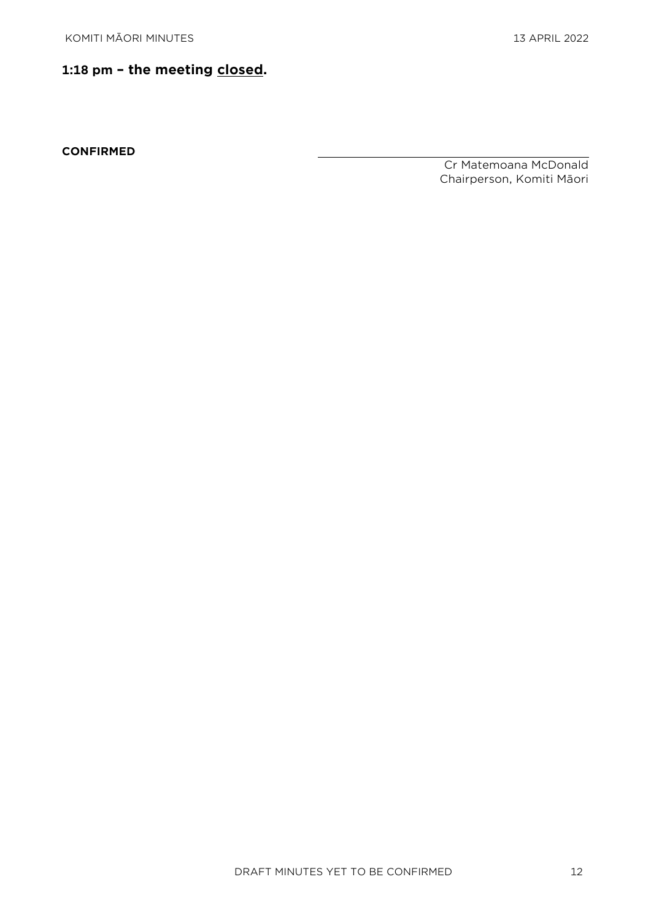**1:18 pm – the meeting closed.**

**CONFIRMED**

Cr Matemoana McDonald
Chairperson, Komiti Māori